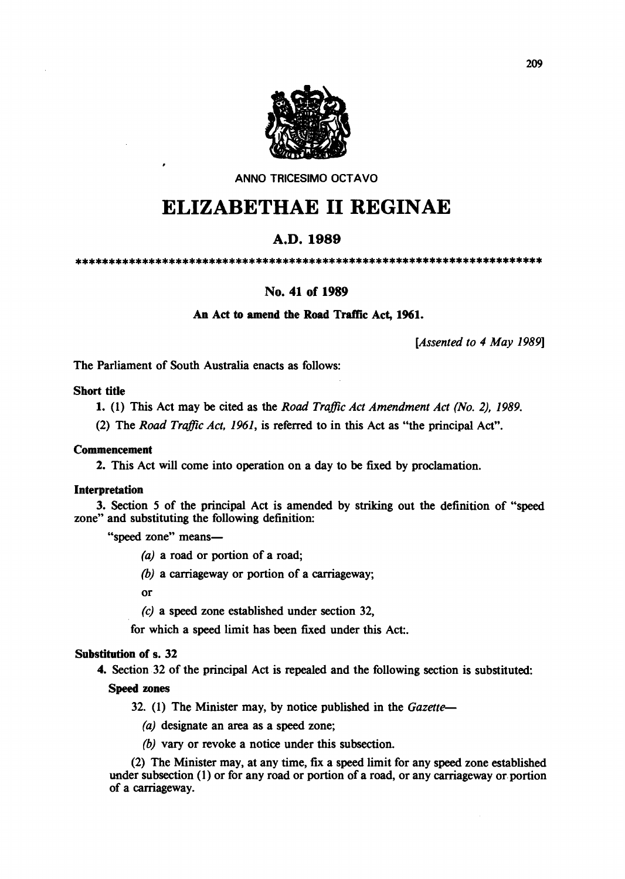ANNO TRICESIMO OCTAVO

# ELIZABETHAE II REGINAE

## A.D. 1989

************************************************************************

### No. 41 of 1989

**An Act to amend the Road Traffic Act, 1961.**

*[Assented to 4 May 1989]*

The Parliament of South Australia enacts as follows:

**Short title**

1. (1) This Act may be cited as the *Road Traffic Act Amendment Act (No. 2), 1989.*

(2) The *Road Traffic Act, 1961*, is referred to in this Act as "the principal Act".

**Commencement**

2. This Act will come into operation on a day to be fixed by proclamation.

**Interpretation**

3. Section 5 of the principal Act is amended by striking out the definition of "speed zone" and substituting the following definition:

"speed zone" means—

*(a)* a road or portion of a road;

*(b)* a carriageway or portion of a carriageway;

or

*(c)* a speed zone established under section 32,

for which a speed limit has been fixed under this Act:.

**Substitution of s. 32**

4. Section 32 of the principal Act is repealed and the following section is substituted:

**Speed zones**

32. (1) The Minister may, by notice published in the *Gazette*—

*(a)* designate an area as a speed zone;

*(b)* vary or revoke a notice under this subsection.

(2) The Minister may, at any time, fix a speed limit for any speed zone established under subsection (1) or for any road or portion of a road, or any carriageway or portion of a carriageway.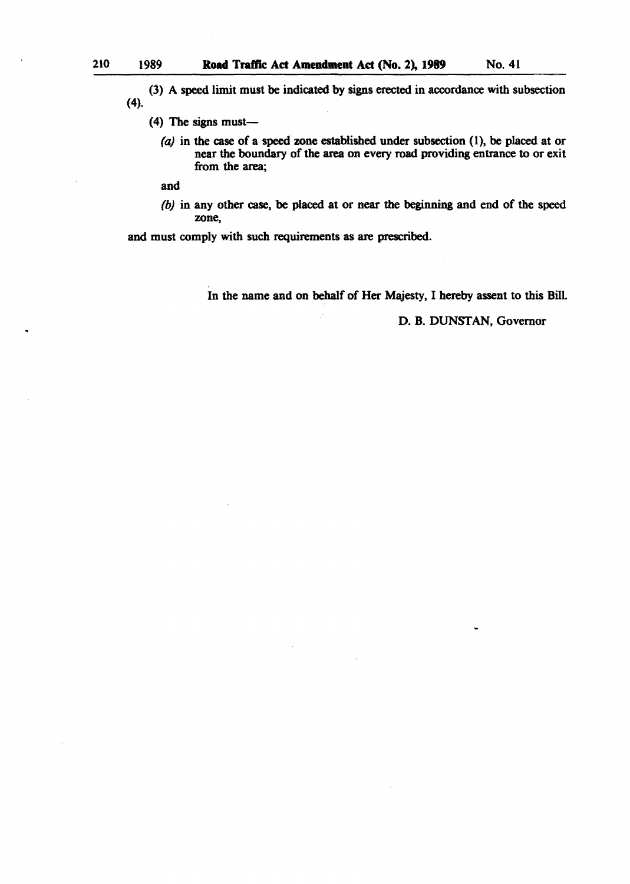(3) A speed limit must be indicated by signs erected in accordance with subsection (4).

(4) The signs must—

*(a)* in the case of a speed zone established under subsection (1), be placed at or near the boundary of the area on every road providing entrance to or exit from the area;

and

*(b)* in any other case, be placed at or near the beginning and end of the speed zone,

and must comply with such requirements as are prescribed.

In the name and on behalf of Her Majesty, I hereby assent to this Bill.

D. B. DUNSTAN, Governor